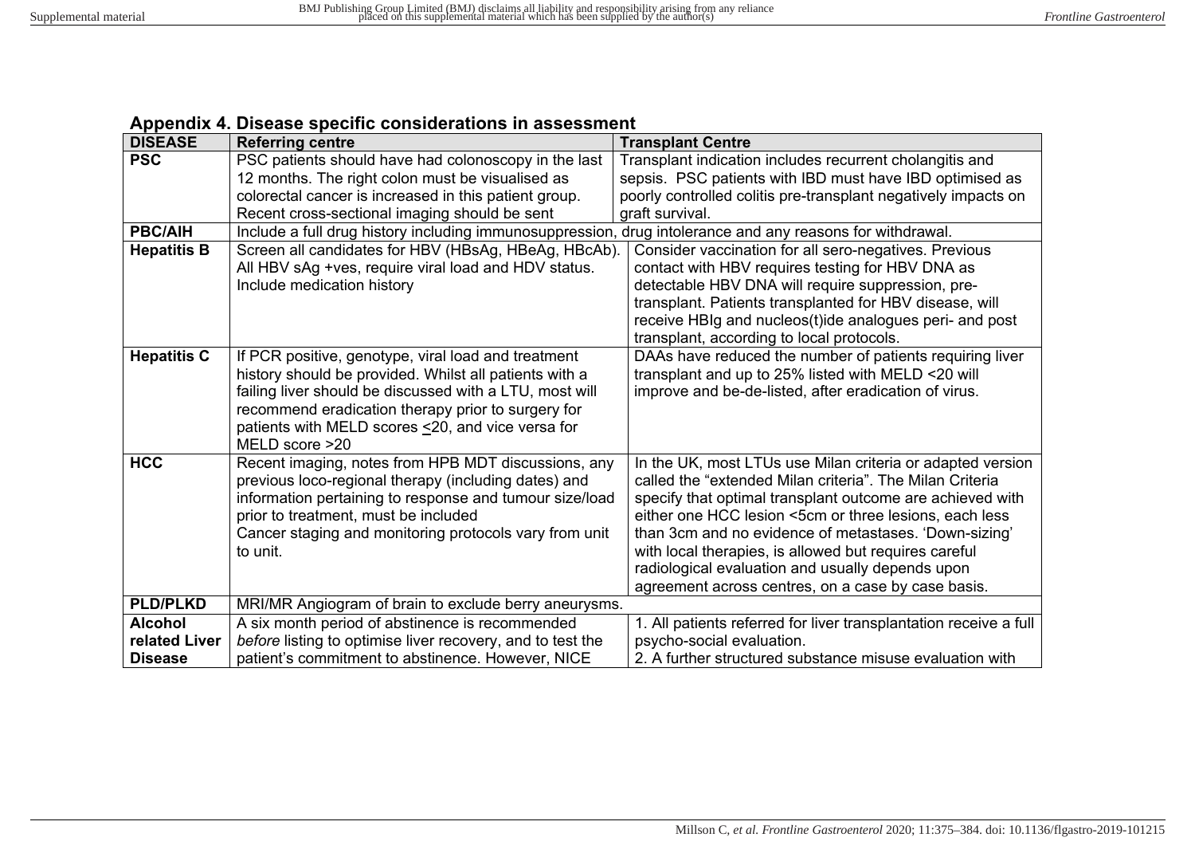## Appendix 4. Disease specific considerations in assessment

| DISEASE | Referring centre | Transplant Centre |
|---|---|---|
| **PSC** | PSC patients should have had colonoscopy in the last 12 months. The right colon must be visualised as colorectal cancer is increased in this patient group. Recent cross-sectional imaging should be sent | Transplant indication includes recurrent cholangitis and sepsis. PSC patients with IBD must have IBD optimised as poorly controlled colitis pre-transplant negatively impacts on graft survival. |
| **PBC/AIH** | Include a full drug history including immunosuppression, drug intolerance and any reasons for withdrawal. | |
| **Hepatitis B** | Screen all candidates for HBV (HBsAg, HBeAg, HBcAb). All HBV sAg +ves, require viral load and HDV status. Include medication history | Consider vaccination for all sero-negatives. Previous contact with HBV requires testing for HBV DNA as detectable HBV DNA will require suppression, pre-transplant. Patients transplanted for HBV disease, will receive HBIg and nucleos(t)ide analogues peri- and post transplant, according to local protocols. |
| **Hepatitis C** | If PCR positive, genotype, viral load and treatment history should be provided. Whilst all patients with a failing liver should be discussed with a LTU, most will recommend eradication therapy prior to surgery for patients with MELD scores ≤20, and vice versa for MELD score >20 | DAAs have reduced the number of patients requiring liver transplant and up to 25% listed with MELD <20 will improve and be-de-listed, after eradication of virus. |
| **HCC** | Recent imaging, notes from HPB MDT discussions, any previous loco-regional therapy (including dates) and information pertaining to response and tumour size/load prior to treatment, must be included<br>Cancer staging and monitoring protocols vary from unit to unit. | In the UK, most LTUs use Milan criteria or adapted version called the "extended Milan criteria". The Milan Criteria specify that optimal transplant outcome are achieved with either one HCC lesion <5cm or three lesions, each less than 3cm and no evidence of metastases. 'Down-sizing' with local therapies, is allowed but requires careful radiological evaluation and usually depends upon agreement across centres, on a case by case basis. |
| **PLD/PLKD** | MRI/MR Angiogram of brain to exclude berry aneurysms. | |
| **Alcohol related Liver Disease** | A six month period of abstinence is recommended *before* listing to optimise liver recovery, and to test the patient's commitment to abstinence. However, NICE | 1. All patients referred for liver transplantation receive a full psycho-social evaluation.<br>2. A further structured substance misuse evaluation with |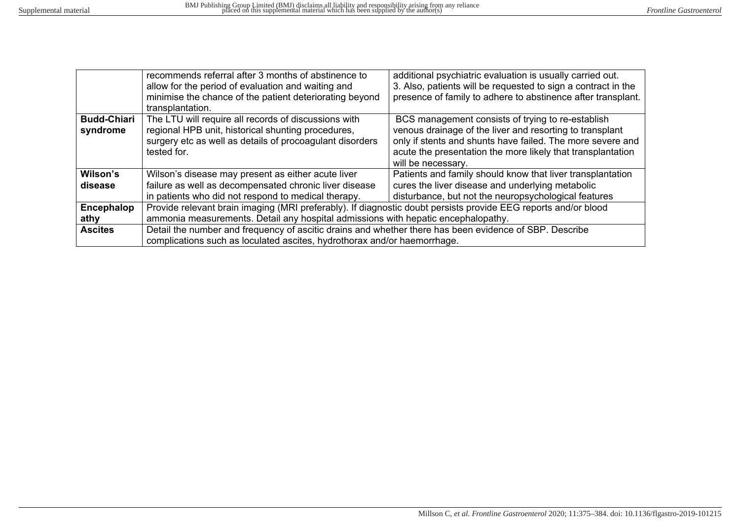| | | |
|---|---|---|
| | recommends referral after 3 months of abstinence to allow for the period of evaluation and waiting and minimise the chance of the patient deteriorating beyond transplantation. | additional psychiatric evaluation is usually carried out.<br>3. Also, patients will be requested to sign a contract in the presence of family to adhere to abstinence after transplant. |
| **Budd-Chiari syndrome** | The LTU will require all records of discussions with regional HPB unit, historical shunting procedures, surgery etc as well as details of procoagulant disorders tested for. | BCS management consists of trying to re-establish venous drainage of the liver and resorting to transplant only if stents and shunts have failed. The more severe and acute the presentation the more likely that transplantation will be necessary. |
| **Wilson's disease** | Wilson's disease may present as either acute liver failure as well as decompensated chronic liver disease in patients who did not respond to medical therapy. | Patients and family should know that liver transplantation cures the liver disease and underlying metabolic disturbance, but not the neuropsychological features |
| **Encephalopathy** | Provide relevant brain imaging (MRI preferably). If diagnostic doubt persists provide EEG reports and/or blood ammonia measurements. Detail any hospital admissions with hepatic encephalopathy. | |
| **Ascites** | Detail the number and frequency of ascitic drains and whether there has been evidence of SBP. Describe complications such as loculated ascites, hydrothorax and/or haemorrhage. | |